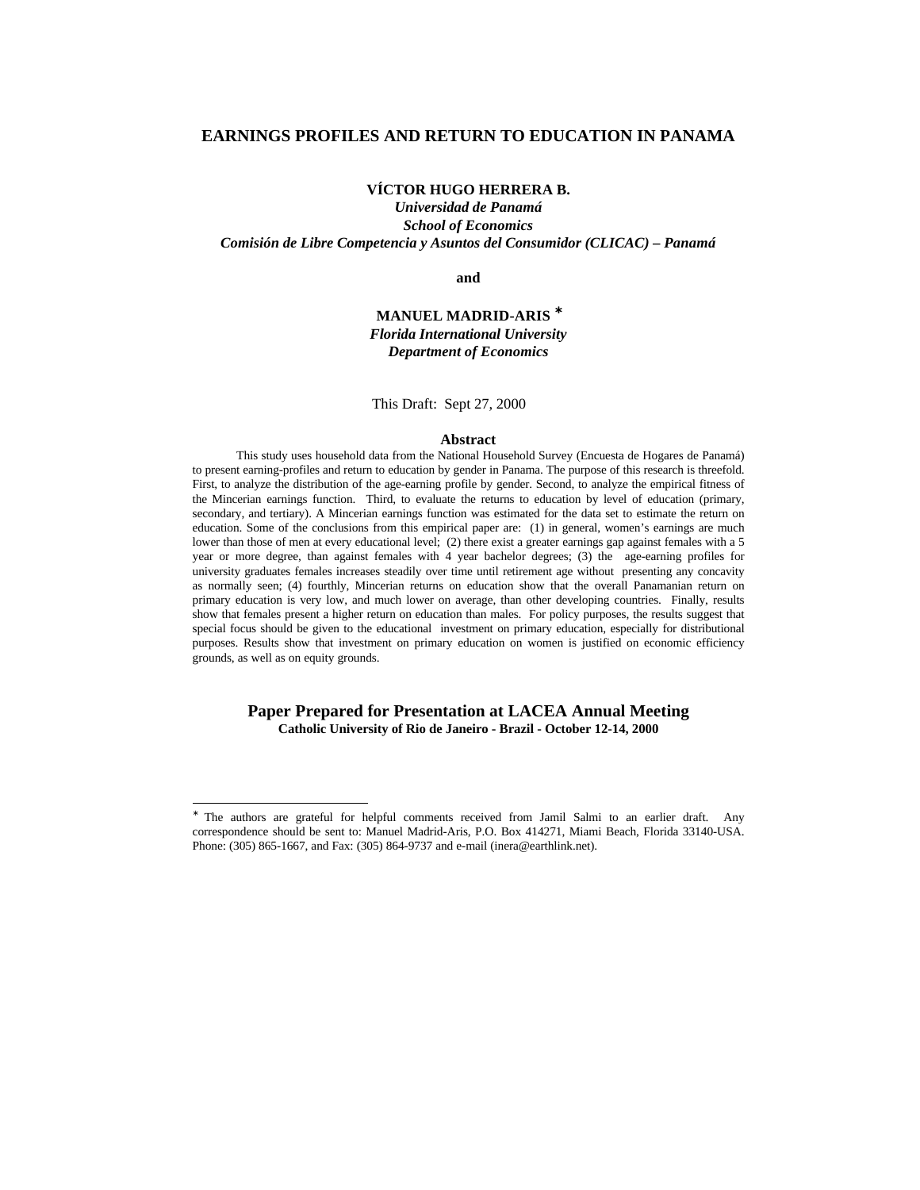# EARNINGS PROFILES AND RETURN TO EDUCATION IN PANAMA

**VÍCTOR HUGO HERRERA B.**
***Universidad de Panamá***
***School of Economics***
***Comisión de Libre Competencia y Asuntos del Consumidor (CLICAC) – Panamá***

**and**

**MANUEL MADRID-ARIS** *
***Florida International University***
***Department of Economics***

This Draft: Sept 27, 2000

## Abstract

This study uses household data from the National Household Survey (Encuesta de Hogares de Panamá) to present earning-profiles and return to education by gender in Panama. The purpose of this research is threefold. First, to analyze the distribution of the age-earning profile by gender. Second, to analyze the empirical fitness of the Mincerian earnings function. Third, to evaluate the returns to education by level of education (primary, secondary, and tertiary). A Mincerian earnings function was estimated for the data set to estimate the return on education. Some of the conclusions from this empirical paper are: (1) in general, women's earnings are much lower than those of men at every educational level; (2) there exist a greater earnings gap against females with a 5 year or more degree, than against females with 4 year bachelor degrees; (3) the age-earning profiles for university graduates females increases steadily over time until retirement age without presenting any concavity as normally seen; (4) fourthly, Mincerian returns on education show that the overall Panamanian return on primary education is very low, and much lower on average, than other developing countries. Finally, results show that females present a higher return on education than males. For policy purposes, the results suggest that special focus should be given to the educational investment on primary education, especially for distributional purposes. Results show that investment on primary education on women is justified on economic efficiency grounds, as well as on equity grounds.

**Paper Prepared for Presentation at LACEA Annual Meeting**
**Catholic University of Rio de Janeiro - Brazil - October 12-14, 2000**

---

* The authors are grateful for helpful comments received from Jamil Salmi to an earlier draft. Any correspondence should be sent to: Manuel Madrid-Aris, P.O. Box 414271, Miami Beach, Florida 33140-USA. Phone: (305) 865-1667, and Fax: (305) 864-9737 and e-mail (inera@earthlink.net).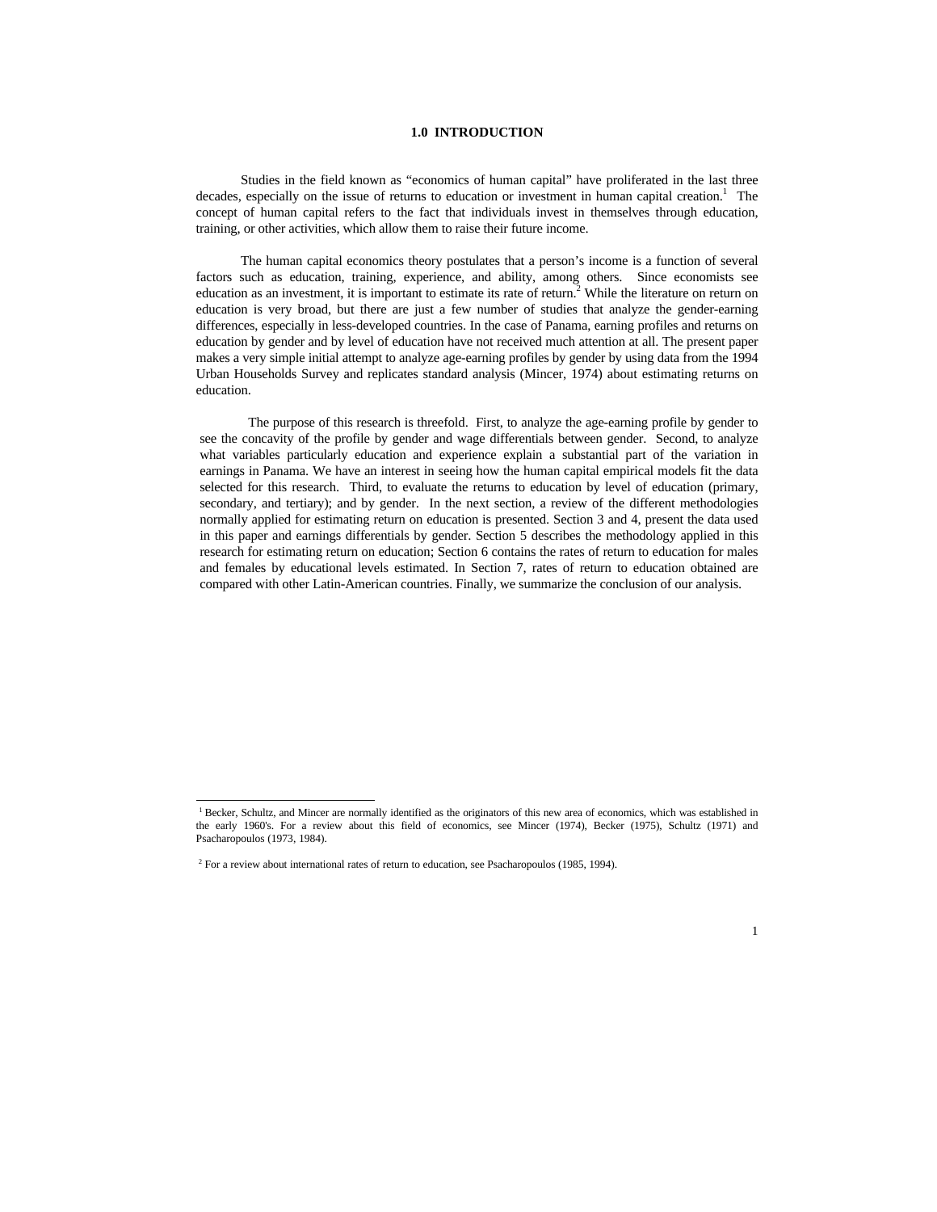# 1.0 INTRODUCTION

Studies in the field known as "economics of human capital" have proliferated in the last three decades, especially on the issue of returns to education or investment in human capital creation.[1] The concept of human capital refers to the fact that individuals invest in themselves through education, training, or other activities, which allow them to raise their future income.

The human capital economics theory postulates that a person's income is a function of several factors such as education, training, experience, and ability, among others. Since economists see education as an investment, it is important to estimate its rate of return.[2] While the literature on return on education is very broad, but there are just a few number of studies that analyze the gender-earning differences, especially in less-developed countries. In the case of Panama, earning profiles and returns on education by gender and by level of education have not received much attention at all. The present paper makes a very simple initial attempt to analyze age-earning profiles by gender by using data from the 1994 Urban Households Survey and replicates standard analysis (Mincer, 1974) about estimating returns on education.

The purpose of this research is threefold. First, to analyze the age-earning profile by gender to see the concavity of the profile by gender and wage differentials between gender. Second, to analyze what variables particularly education and experience explain a substantial part of the variation in earnings in Panama. We have an interest in seeing how the human capital empirical models fit the data selected for this research. Third, to evaluate the returns to education by level of education (primary, secondary, and tertiary); and by gender. In the next section, a review of the different methodologies normally applied for estimating return on education is presented. Section 3 and 4, present the data used in this paper and earnings differentials by gender. Section 5 describes the methodology applied in this research for estimating return on education; Section 6 contains the rates of return to education for males and females by educational levels estimated. In Section 7, rates of return to education obtained are compared with other Latin-American countries. Finally, we summarize the conclusion of our analysis.

---

[1] Becker, Schultz, and Mincer are normally identified as the originators of this new area of economics, which was established in the early 1960's. For a review about this field of economics, see Mincer (1974), Becker (1975), Schultz (1971) and Psacharopoulos (1973, 1984).

[2] For a review about international rates of return to education, see Psacharopoulos (1985, 1994).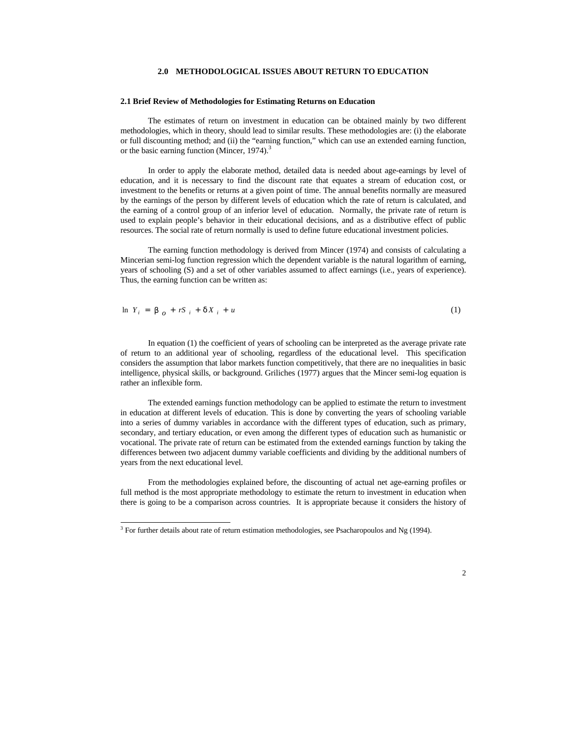## 2.0 METHODOLOGICAL ISSUES ABOUT RETURN TO EDUCATION

### 2.1 Brief Review of Methodologies for Estimating Returns on Education

The estimates of return on investment in education can be obtained mainly by two different methodologies, which in theory, should lead to similar results. These methodologies are: (i) the elaborate or full discounting method; and (ii) the "earning function," which can use an extended earning function, or the basic earning function (Mincer, 1974).[3]

In order to apply the elaborate method, detailed data is needed about age-earnings by level of education, and it is necessary to find the discount rate that equates a stream of education cost, or investment to the benefits or returns at a given point of time. The annual benefits normally are measured by the earnings of the person by different levels of education which the rate of return is calculated, and the earning of a control group of an inferior level of education. Normally, the private rate of return is used to explain people's behavior in their educational decisions, and as a distributive effect of public resources. The social rate of return normally is used to define future educational investment policies.

The earning function methodology is derived from Mincer (1974) and consists of calculating a Mincerian semi-log function regression which the dependent variable is the natural logarithm of earning, years of schooling (S) and a set of other variables assumed to affect earnings (i.e., years of experience). Thus, the earning function can be written as:

$$\ln Y_i = \beta_o + rS_i + \delta X_i + u \tag{1}$$

In equation (1) the coefficient of years of schooling can be interpreted as the average private rate of return to an additional year of schooling, regardless of the educational level. This specification considers the assumption that labor markets function competitively, that there are no inequalities in basic intelligence, physical skills, or background. Griliches (1977) argues that the Mincer semi-log equation is rather an inflexible form.

The extended earnings function methodology can be applied to estimate the return to investment in education at different levels of education. This is done by converting the years of schooling variable into a series of dummy variables in accordance with the different types of education, such as primary, secondary, and tertiary education, or even among the different types of education such as humanistic or vocational. The private rate of return can be estimated from the extended earnings function by taking the differences between two adjacent dummy variable coefficients and dividing by the additional numbers of years from the next educational level.

From the methodologies explained before, the discounting of actual net age-earning profiles or full method is the most appropriate methodology to estimate the return to investment in education when there is going to be a comparison across countries. It is appropriate because it considers the history of

[3] For further details about rate of return estimation methodologies, see Psacharopoulos and Ng (1994).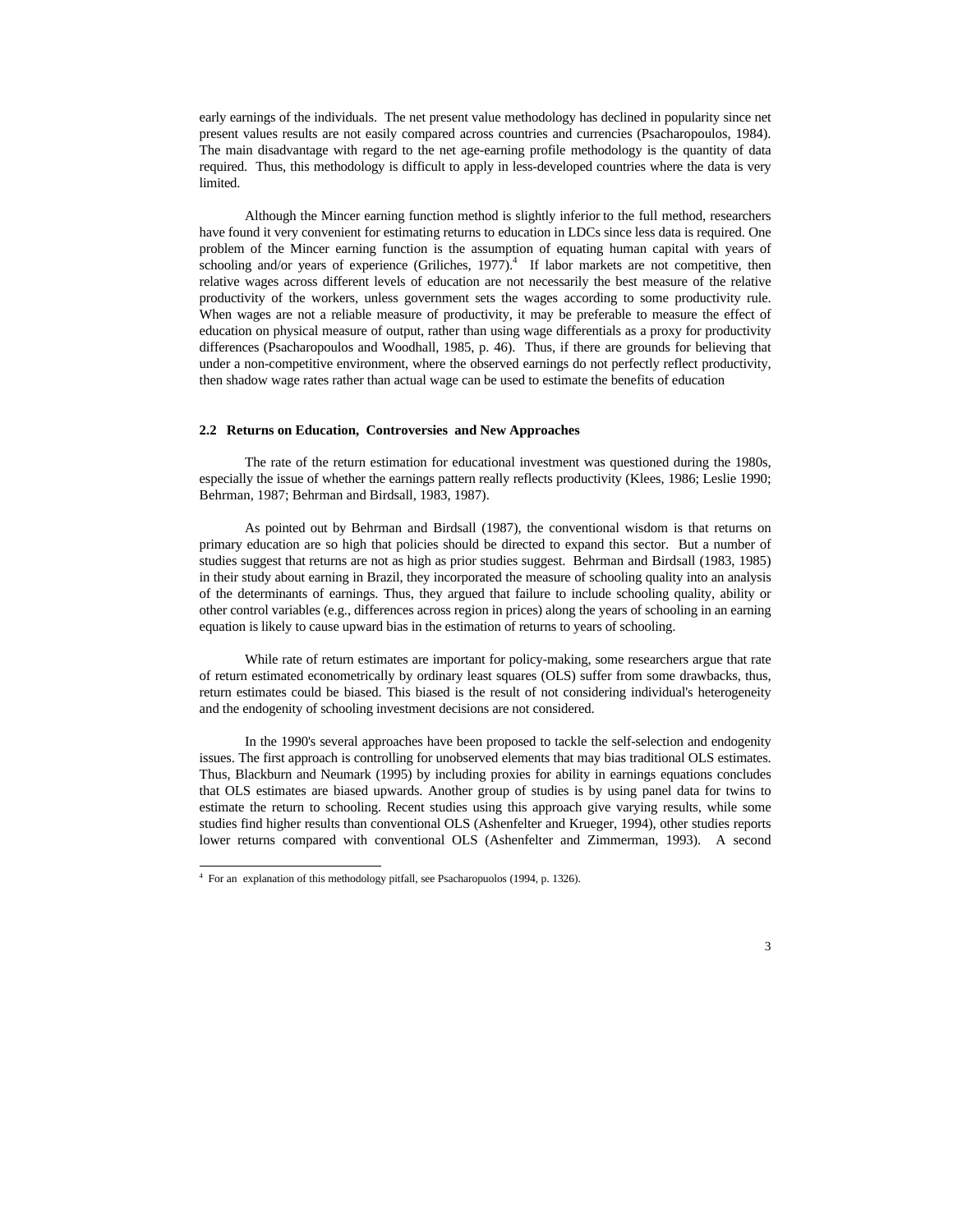early earnings of the individuals. The net present value methodology has declined in popularity since net present values results are not easily compared across countries and currencies (Psacharopoulos, 1984). The main disadvantage with regard to the net age-earning profile methodology is the quantity of data required. Thus, this methodology is difficult to apply in less-developed countries where the data is very limited.

Although the Mincer earning function method is slightly inferior to the full method, researchers have found it very convenient for estimating returns to education in LDCs since less data is required. One problem of the Mincer earning function is the assumption of equating human capital with years of schooling and/or years of experience (Griliches, 1977).[4] If labor markets are not competitive, then relative wages across different levels of education are not necessarily the best measure of the relative productivity of the workers, unless government sets the wages according to some productivity rule. When wages are not a reliable measure of productivity, it may be preferable to measure the effect of education on physical measure of output, rather than using wage differentials as a proxy for productivity differences (Psacharopoulos and Woodhall, 1985, p. 46). Thus, if there are grounds for believing that under a non-competitive environment, where the observed earnings do not perfectly reflect productivity, then shadow wage rates rather than actual wage can be used to estimate the benefits of education

### 2.2 Returns on Education, Controversies and New Approaches

The rate of the return estimation for educational investment was questioned during the 1980s, especially the issue of whether the earnings pattern really reflects productivity (Klees, 1986; Leslie 1990; Behrman, 1987; Behrman and Birdsall, 1983, 1987).

As pointed out by Behrman and Birdsall (1987), the conventional wisdom is that returns on primary education are so high that policies should be directed to expand this sector. But a number of studies suggest that returns are not as high as prior studies suggest. Behrman and Birdsall (1983, 1985) in their study about earning in Brazil, they incorporated the measure of schooling quality into an analysis of the determinants of earnings. Thus, they argued that failure to include schooling quality, ability or other control variables (e.g., differences across region in prices) along the years of schooling in an earning equation is likely to cause upward bias in the estimation of returns to years of schooling.

While rate of return estimates are important for policy-making, some researchers argue that rate of return estimated econometrically by ordinary least squares (OLS) suffer from some drawbacks, thus, return estimates could be biased. This biased is the result of not considering individual's heterogeneity and the endogenity of schooling investment decisions are not considered.

In the 1990's several approaches have been proposed to tackle the self-selection and endogenity issues. The first approach is controlling for unobserved elements that may bias traditional OLS estimates. Thus, Blackburn and Neumark (1995) by including proxies for ability in earnings equations concludes that OLS estimates are biased upwards. Another group of studies is by using panel data for twins to estimate the return to schooling. Recent studies using this approach give varying results, while some studies find higher results than conventional OLS (Ashenfelter and Krueger, 1994), other studies reports lower returns compared with conventional OLS (Ashenfelter and Zimmerman, 1993). A second

[4] For an explanation of this methodology pitfall, see Psacharopuolos (1994, p. 1326).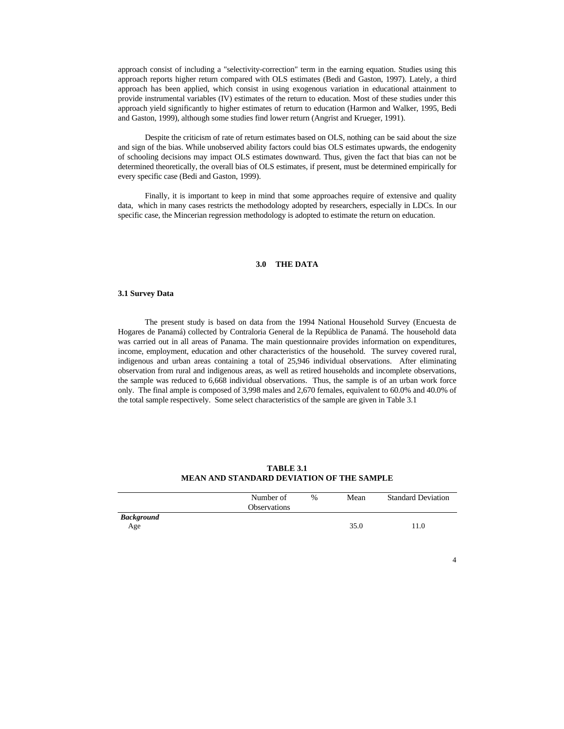approach consist of including a "selectivity-correction" term in the earning equation. Studies using this approach reports higher return compared with OLS estimates (Bedi and Gaston, 1997). Lately, a third approach has been applied, which consist in using exogenous variation in educational attainment to provide instrumental variables (IV) estimates of the return to education. Most of these studies under this approach yield significantly to higher estimates of return to education (Harmon and Walker, 1995, Bedi and Gaston, 1999), although some studies find lower return (Angrist and Krueger, 1991).

Despite the criticism of rate of return estimates based on OLS, nothing can be said about the size and sign of the bias. While unobserved ability factors could bias OLS estimates upwards, the endogenity of schooling decisions may impact OLS estimates downward. Thus, given the fact that bias can not be determined theoretically, the overall bias of OLS estimates, if present, must be determined empirically for every specific case (Bedi and Gaston, 1999).

Finally, it is important to keep in mind that some approaches require of extensive and quality data, which in many cases restricts the methodology adopted by researchers, especially in LDCs. In our specific case, the Mincerian regression methodology is adopted to estimate the return on education.

## 3.0 THE DATA

### 3.1 Survey Data

The present study is based on data from the 1994 National Household Survey (Encuesta de Hogares de Panamá) collected by Contraloria General de la República de Panamá. The household data was carried out in all areas of Panama. The main questionnaire provides information on expenditures, income, employment, education and other characteristics of the household. The survey covered rural, indigenous and urban areas containing a total of 25,946 individual observations. After eliminating observation from rural and indigenous areas, as well as retired households and incomplete observations, the sample was reduced to 6,668 individual observations. Thus, the sample is of an urban work force only. The final ample is composed of 3,998 males and 2,670 females, equivalent to 60.0% and 40.0% of the total sample respectively. Some select characteristics of the sample are given in Table 3.1

**TABLE 3.1**
**MEAN AND STANDARD DEVIATION OF THE SAMPLE**

| | Number of Observations | % | Mean | Standard Deviation |
|---|---|---|---|---|
| ***Background*** | | | | |
| Age | | | 35.0 | 11.0 |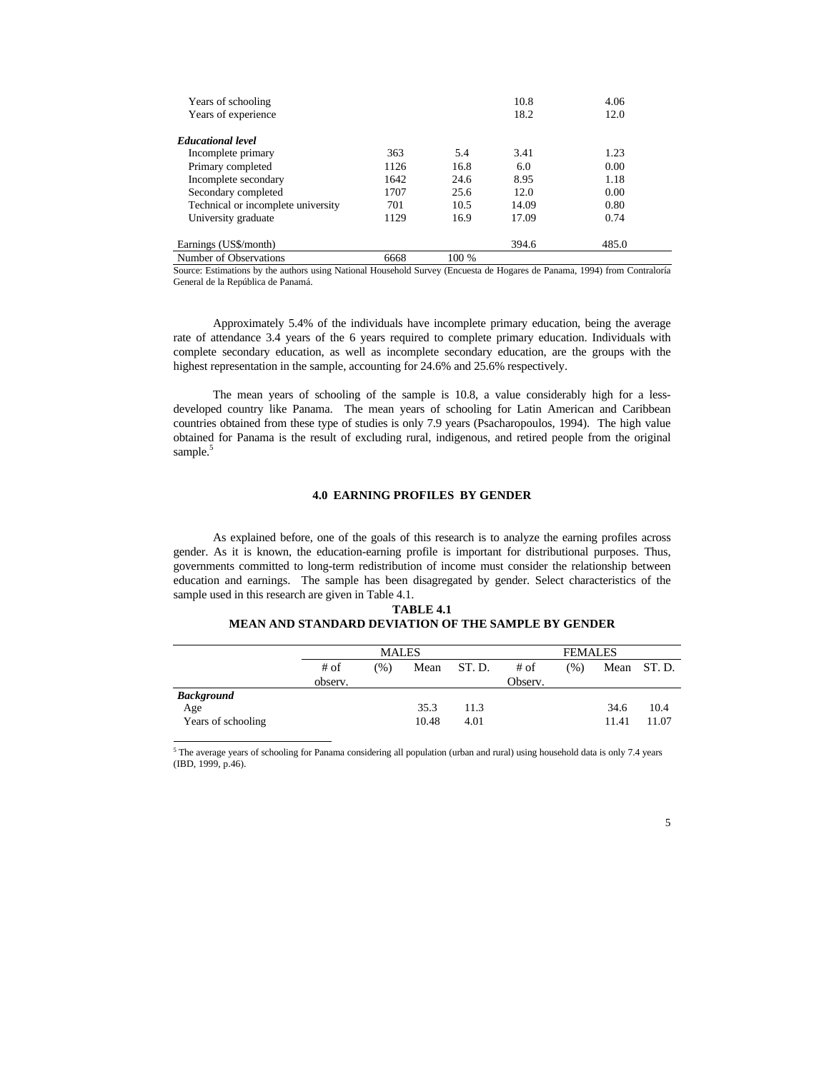| | # of observ. | (%) | Mean | ST. D. |
|---|---|---|---|---|
| Years of schooling | | | 10.8 | 4.06 |
| Years of experience | | | 18.2 | 12.0 |
| ***Educational level*** | | | | |
| Incomplete primary | 363 | 5.4 | 3.41 | 1.23 |
| Primary completed | 1126 | 16.8 | 6.0 | 0.00 |
| Incomplete secondary | 1642 | 24.6 | 8.95 | 1.18 |
| Secondary completed | 1707 | 25.6 | 12.0 | 0.00 |
| Technical or incomplete university | 701 | 10.5 | 14.09 | 0.80 |
| University graduate | 1129 | 16.9 | 17.09 | 0.74 |
| Earnings (US$/month) | | | 394.6 | 485.0 |
| Number of Observations | 6668 | 100 % | | |

Source: Estimations by the authors using National Household Survey (Encuesta de Hogares de Panama, 1994) from Contraloría General de la República de Panamá.

Approximately 5.4% of the individuals have incomplete primary education, being the average rate of attendance 3.4 years of the 6 years required to complete primary education. Individuals with complete secondary education, as well as incomplete secondary education, are the groups with the highest representation in the sample, accounting for 24.6% and 25.6% respectively.

The mean years of schooling of the sample is 10.8, a value considerably high for a less-developed country like Panama. The mean years of schooling for Latin American and Caribbean countries obtained from these type of studies is only 7.9 years (Psacharopoulos, 1994). The high value obtained for Panama is the result of excluding rural, indigenous, and retired people from the original sample.[5]

## 4.0 EARNING PROFILES BY GENDER

As explained before, one of the goals of this research is to analyze the earning profiles across gender. As it is known, the education-earning profile is important for distributional purposes. Thus, governments committed to long-term redistribution of income must consider the relationship between education and earnings. The sample has been disagregated by gender. Select characteristics of the sample used in this research are given in Table 4.1.

**TABLE 4.1**
**MEAN AND STANDARD DEVIATION OF THE SAMPLE BY GENDER**

| | MALES | | | | FEMALES | | | |
|---|---|---|---|---|---|---|---|---|
| | # of observ. | (%) | Mean | ST. D. | # of Observ. | (%) | Mean | ST. D. |
| ***Background*** | | | | | | | | |
| Age | | | 35.3 | 11.3 | | | 34.6 | 10.4 |
| Years of schooling | | | 10.48 | 4.01 | | | 11.41 | 11.07 |

[5] The average years of schooling for Panama considering all population (urban and rural) using household data is only 7.4 years (IBD, 1999, p.46).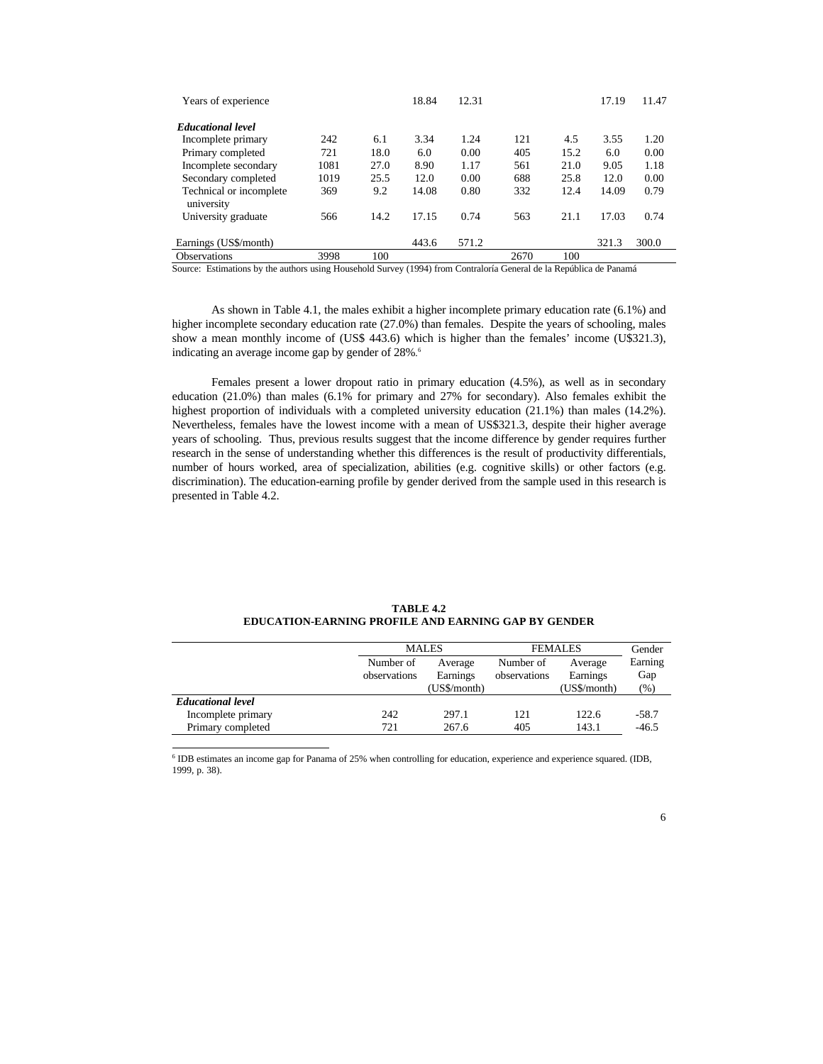| | | | | | | | | |
|---|---|---|---|---|---|---|---|---|
| Years of experience | | | 18.84 | 12.31 | | | 17.19 | 11.47 |
| ***Educational level*** | | | | | | | | |
| Incomplete primary | 242 | 6.1 | 3.34 | 1.24 | 121 | 4.5 | 3.55 | 1.20 |
| Primary completed | 721 | 18.0 | 6.0 | 0.00 | 405 | 15.2 | 6.0 | 0.00 |
| Incomplete secondary | 1081 | 27.0 | 8.90 | 1.17 | 561 | 21.0 | 9.05 | 1.18 |
| Secondary completed | 1019 | 25.5 | 12.0 | 0.00 | 688 | 25.8 | 12.0 | 0.00 |
| Technical or incomplete university | 369 | 9.2 | 14.08 | 0.80 | 332 | 12.4 | 14.09 | 0.79 |
| University graduate | 566 | 14.2 | 17.15 | 0.74 | 563 | 21.1 | 17.03 | 0.74 |
| Earnings (US$/month) | | | 443.6 | 571.2 | | | 321.3 | 300.0 |
| Observations | 3998 | 100 | | | 2670 | 100 | | |

Source: Estimations by the authors using Household Survey (1994) from Contraloría General de la República de Panamá

As shown in Table 4.1, the males exhibit a higher incomplete primary education rate (6.1%) and higher incomplete secondary education rate (27.0%) than females. Despite the years of schooling, males show a mean monthly income of (US$ 443.6) which is higher than the females' income (U$321.3), indicating an average income gap by gender of 28%.[6]

Females present a lower dropout ratio in primary education (4.5%), as well as in secondary education (21.0%) than males (6.1% for primary and 27% for secondary). Also females exhibit the highest proportion of individuals with a completed university education (21.1%) than males (14.2%). Nevertheless, females have the lowest income with a mean of US$321.3, despite their higher average years of schooling. Thus, previous results suggest that the income difference by gender requires further research in the sense of understanding whether this differences is the result of productivity differentials, number of hours worked, area of specialization, abilities (e.g. cognitive skills) or other factors (e.g. discrimination). The education-earning profile by gender derived from the sample used in this research is presented in Table 4.2.

**TABLE 4.2**
**EDUCATION-EARNING PROFILE AND EARNING GAP BY GENDER**

| | MALES | | FEMALES | | Gender Earning Gap (%) |
|---|---|---|---|---|---|
| | Number of observations | Average Earnings (US$/month) | Number of observations | Average Earnings (US$/month) | |
| ***Educational level*** | | | | | |
| Incomplete primary | 242 | 297.1 | 121 | 122.6 | -58.7 |
| Primary completed | 721 | 267.6 | 405 | 143.1 | -46.5 |

[6] IDB estimates an income gap for Panama of 25% when controlling for education, experience and experience squared. (IDB, 1999, p. 38).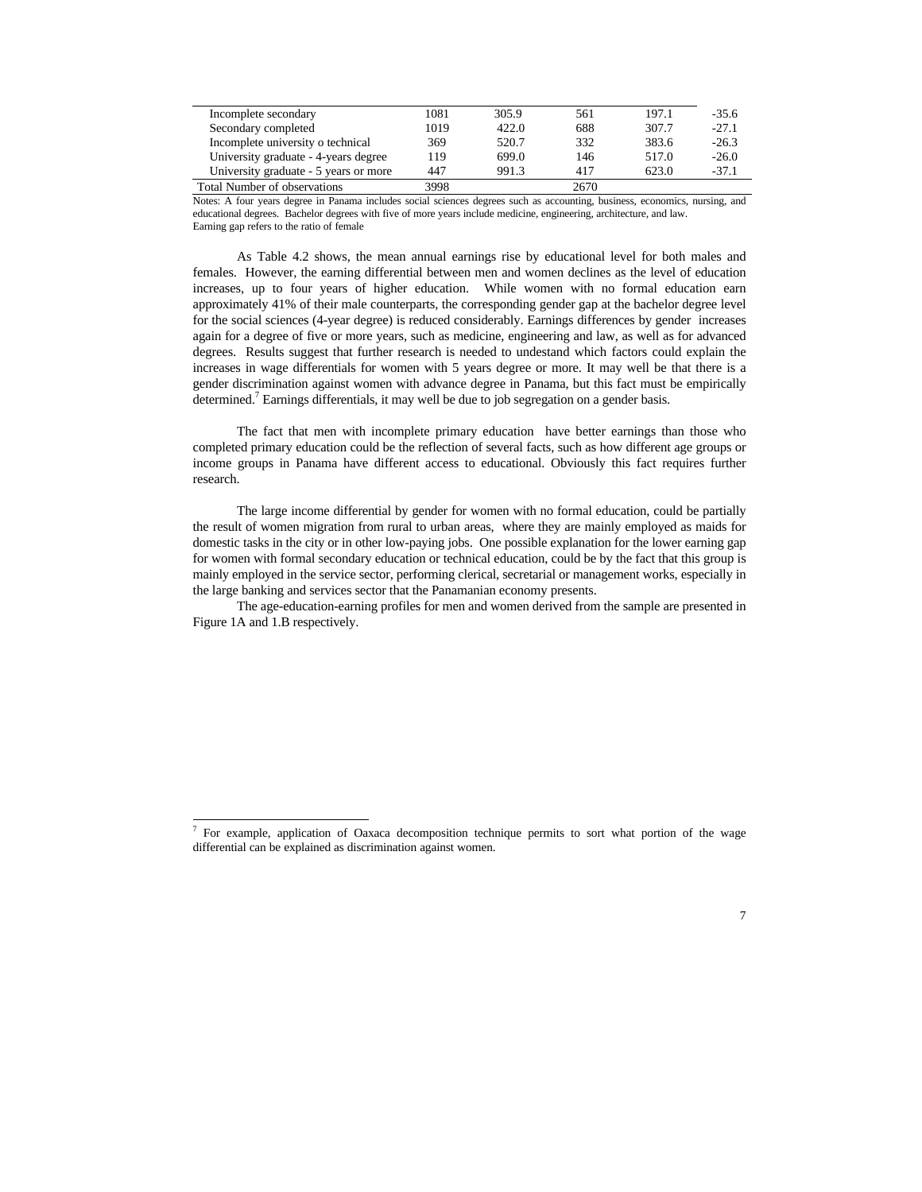| | | | | | |
|---|---|---|---|---|---|
| Incomplete secondary | 1081 | 305.9 | 561 | 197.1 | -35.6 |
| Secondary completed | 1019 | 422.0 | 688 | 307.7 | -27.1 |
| Incomplete university o technical | 369 | 520.7 | 332 | 383.6 | -26.3 |
| University graduate - 4-years degree | 119 | 699.0 | 146 | 517.0 | -26.0 |
| University graduate - 5 years or more | 447 | 991.3 | 417 | 623.0 | -37.1 |
| Total Number of observations | 3998 | | 2670 | | |

Notes: A four years degree in Panama includes social sciences degrees such as accounting, business, economics, nursing, and educational degrees. Bachelor degrees with five of more years include medicine, engineering, architecture, and law.
Earning gap refers to the ratio of female

As Table 4.2 shows, the mean annual earnings rise by educational level for both males and females. However, the earning differential between men and women declines as the level of education increases, up to four years of higher education. While women with no formal education earn approximately 41% of their male counterparts, the corresponding gender gap at the bachelor degree level for the social sciences (4-year degree) is reduced considerably. Earnings differences by gender increases again for a degree of five or more years, such as medicine, engineering and law, as well as for advanced degrees. Results suggest that further research is needed to undestand which factors could explain the increases in wage differentials for women with 5 years degree or more. It may well be that there is a gender discrimination against women with advance degree in Panama, but this fact must be empirically determined.[7] Earnings differentials, it may well be due to job segregation on a gender basis.

The fact that men with incomplete primary education have better earnings than those who completed primary education could be the reflection of several facts, such as how different age groups or income groups in Panama have different access to educational. Obviously this fact requires further research.

The large income differential by gender for women with no formal education, could be partially the result of women migration from rural to urban areas, where they are mainly employed as maids for domestic tasks in the city or in other low-paying jobs. One possible explanation for the lower earning gap for women with formal secondary education or technical education, could be by the fact that this group is mainly employed in the service sector, performing clerical, secretarial or management works, especially in the large banking and services sector that the Panamanian economy presents.

The age-education-earning profiles for men and women derived from the sample are presented in Figure 1A and 1.B respectively.

[7] For example, application of Oaxaca decomposition technique permits to sort what portion of the wage differential can be explained as discrimination against women.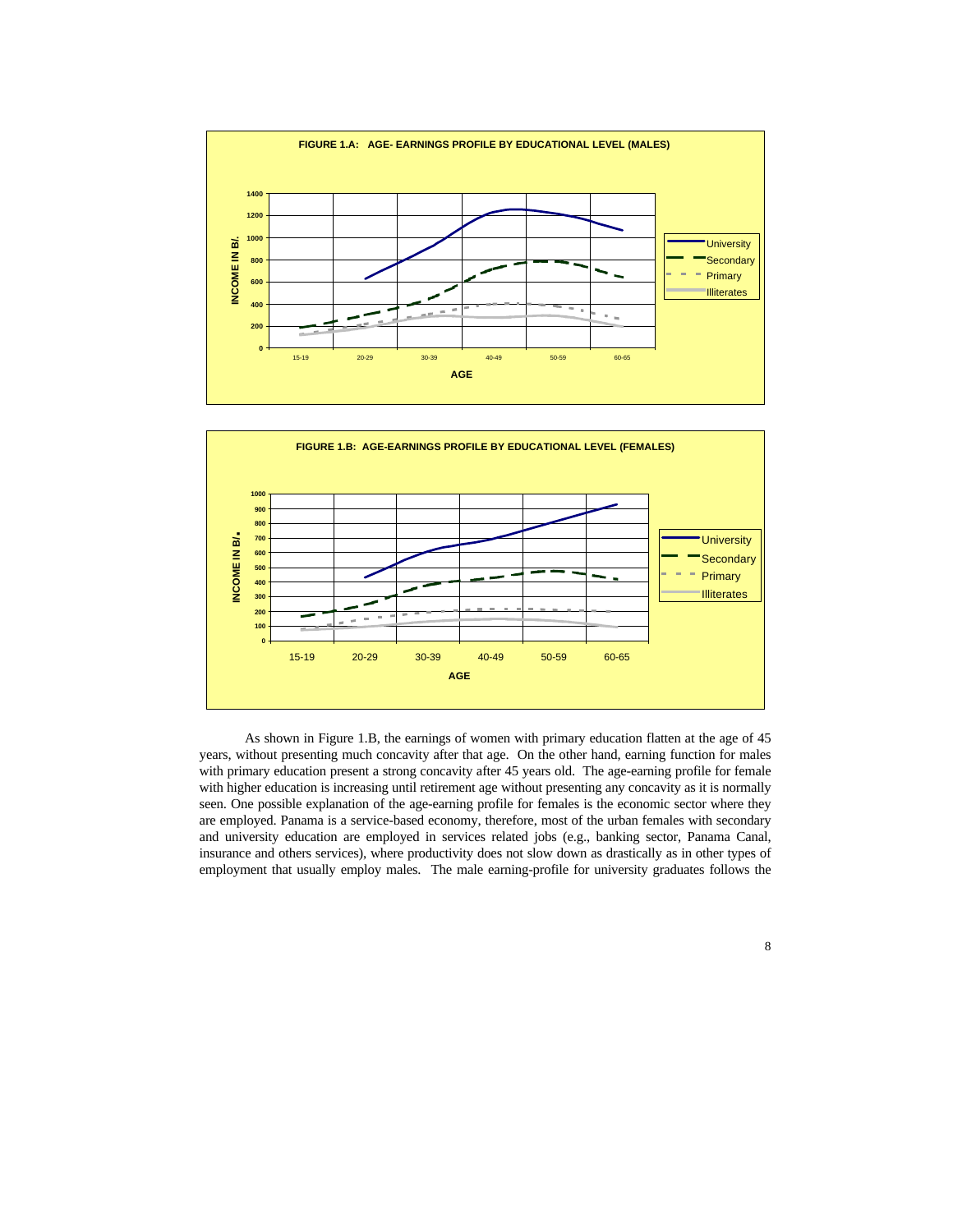**FIGURE 1.A: AGE- EARNINGS PROFILE BY EDUCATIONAL LEVEL (MALES)**

**FIGURE 1.B: AGE-EARNINGS PROFILE BY EDUCATIONAL LEVEL (FEMALES)**

As shown in Figure 1.B, the earnings of women with primary education flatten at the age of 45 years, without presenting much concavity after that age. On the other hand, earning function for males with primary education present a strong concavity after 45 years old. The age-earning profile for female with higher education is increasing until retirement age without presenting any concavity as it is normally seen. One possible explanation of the age-earning profile for females is the economic sector where they are employed. Panama is a service-based economy, therefore, most of the urban females with secondary and university education are employed in services related jobs (e.g., banking sector, Panama Canal, insurance and others services), where productivity does not slow down as drastically as in other types of employment that usually employ males. The male earning-profile for university graduates follows the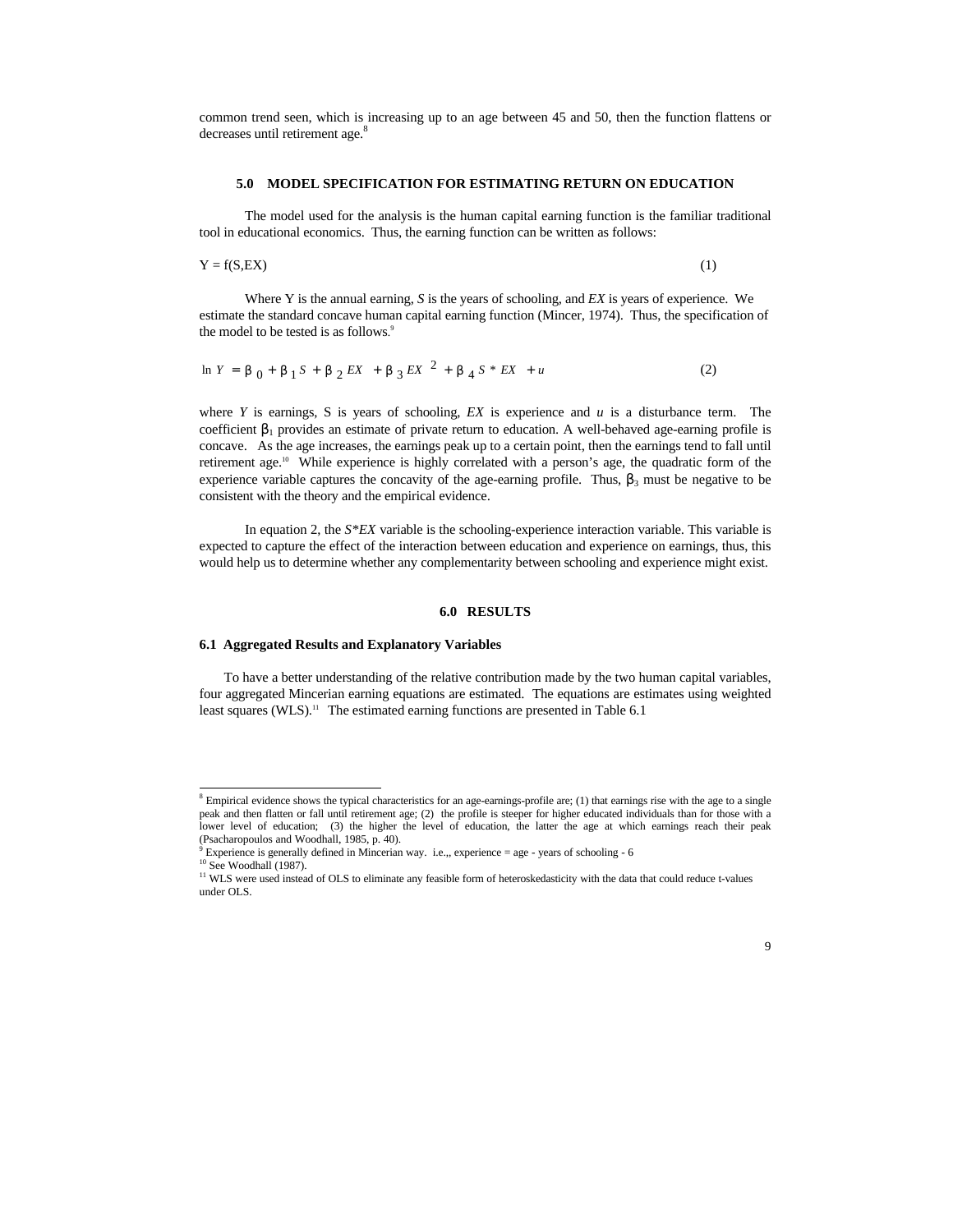common trend seen, which is increasing up to an age between 45 and 50, then the function flattens or decreases until retirement age.[8]

## 5.0 MODEL SPECIFICATION FOR ESTIMATING RETURN ON EDUCATION

The model used for the analysis is the human capital earning function is the familiar traditional tool in educational economics. Thus, the earning function can be written as follows:

$$Y = f(S,EX) \tag{1}$$

Where Y is the annual earning, *S* is the years of schooling, and *EX* is years of experience. We estimate the standard concave human capital earning function (Mincer, 1974). Thus, the specification of the model to be tested is as follows.[9]

$$\ln Y = \beta_0 + \beta_1 S + \beta_2 EX + \beta_3 EX^2 + \beta_4 S * EX + u \tag{2}$$

where *Y* is earnings, S is years of schooling, *EX* is experience and *u* is a disturbance term. The coefficient $\beta_1$ provides an estimate of private return to education. A well-behaved age-earning profile is concave. As the age increases, the earnings peak up to a certain point, then the earnings tend to fall until retirement age.[10] While experience is highly correlated with a person's age, the quadratic form of the experience variable captures the concavity of the age-earning profile. Thus, $\beta_3$ must be negative to be consistent with the theory and the empirical evidence.

In equation 2, the *S\*EX* variable is the schooling-experience interaction variable. This variable is expected to capture the effect of the interaction between education and experience on earnings, thus, this would help us to determine whether any complementarity between schooling and experience might exist.

## 6.0 RESULTS

### 6.1 Aggregated Results and Explanatory Variables

To have a better understanding of the relative contribution made by the two human capital variables, four aggregated Mincerian earning equations are estimated. The equations are estimates using weighted least squares (WLS).[11] The estimated earning functions are presented in Table 6.1

---

[8] Empirical evidence shows the typical characteristics for an age-earnings-profile are; (1) that earnings rise with the age to a single peak and then flatten or fall until retirement age; (2) the profile is steeper for higher educated individuals than for those with a lower level of education; (3) the higher the level of education, the latter the age at which earnings reach their peak (Psacharopoulos and Woodhall, 1985, p. 40).

[9] Experience is generally defined in Mincerian way. i.e.,, experience = age - years of schooling - 6

[10] See Woodhall (1987).

[11] WLS were used instead of OLS to eliminate any feasible form of heteroskedasticity with the data that could reduce t-values under OLS.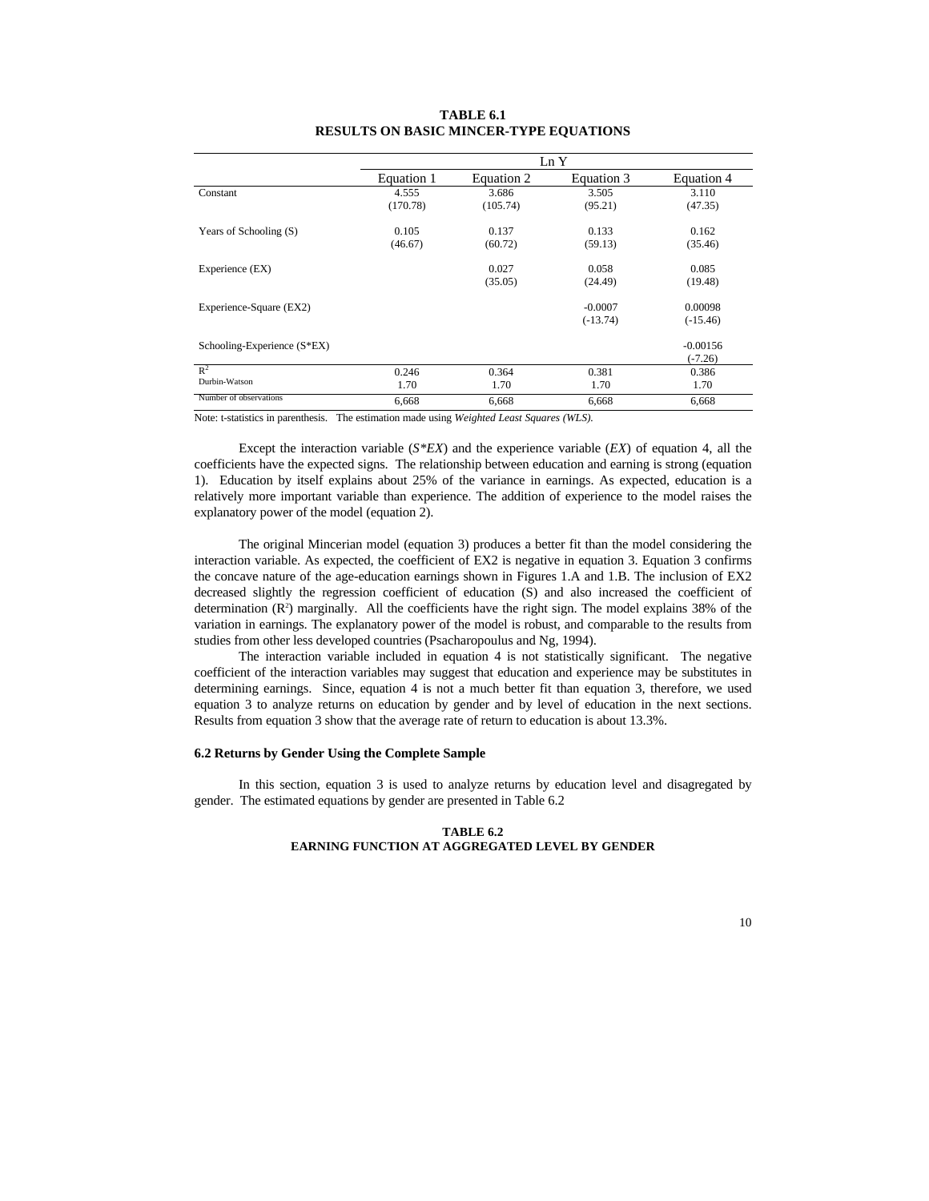**TABLE 6.1**
**RESULTS ON BASIC MINCER-TYPE EQUATIONS**

| | Ln Y | | | |
|---|---|---|---|---|
| | Equation 1 | Equation 2 | Equation 3 | Equation 4 |
| Constant | 4.555<br>(170.78) | 3.686<br>(105.74) | 3.505<br>(95.21) | 3.110<br>(47.35) |
| Years of Schooling (S) | 0.105<br>(46.67) | 0.137<br>(60.72) | 0.133<br>(59.13) | 0.162<br>(35.46) |
| Experience (EX) | | 0.027<br>(35.05) | 0.058<br>(24.49) | 0.085<br>(19.48) |
| Experience-Square (EX2) | | | -0.0007<br>(-13.74) | 0.00098<br>(-15.46) |
| Schooling-Experience (S*EX) | | | | -0.00156<br>(-7.26) |
| $R^2$ | 0.246 | 0.364 | 0.381 | 0.386 |
| Durbin-Watson | 1.70 | 1.70 | 1.70 | 1.70 |
| Number of observations | 6,668 | 6,668 | 6,668 | 6,668 |

Note: t-statistics in parenthesis. The estimation made using *Weighted Least Squares (WLS).*

Except the interaction variable (*S*EX*) and the experience variable (*EX*) of equation 4, all the coefficients have the expected signs. The relationship between education and earning is strong (equation 1). Education by itself explains about 25% of the variance in earnings. As expected, education is a relatively more important variable than experience. The addition of experience to the model raises the explanatory power of the model (equation 2).

The original Mincerian model (equation 3) produces a better fit than the model considering the interaction variable. As expected, the coefficient of EX2 is negative in equation 3. Equation 3 confirms the concave nature of the age-education earnings shown in Figures 1.A and 1.B. The inclusion of EX2 decreased slightly the regression coefficient of education (S) and also increased the coefficient of determination ($R^2$) marginally. All the coefficients have the right sign. The model explains 38% of the variation in earnings. The explanatory power of the model is robust, and comparable to the results from studies from other less developed countries (Psacharopoulus and Ng, 1994).

The interaction variable included in equation 4 is not statistically significant. The negative coefficient of the interaction variables may suggest that education and experience may be substitutes in determining earnings. Since, equation 4 is not a much better fit than equation 3, therefore, we used equation 3 to analyze returns on education by gender and by level of education in the next sections. Results from equation 3 show that the average rate of return to education is about 13.3%.

### 6.2 Returns by Gender Using the Complete Sample

In this section, equation 3 is used to analyze returns by education level and disagregated by gender. The estimated equations by gender are presented in Table 6.2

**TABLE 6.2**
**EARNING FUNCTION AT AGGREGATED LEVEL BY GENDER**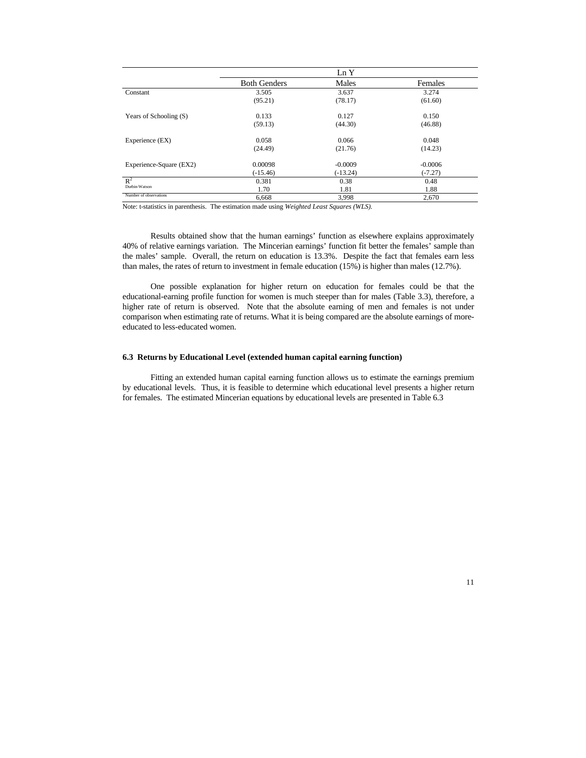| | Ln Y | | |
|---|---|---|---|
| | Both Genders | Males | Females |
| Constant | 3.505 | 3.637 | 3.274 |
| | (95.21) | (78.17) | (61.60) |
| Years of Schooling (S) | 0.133 | 0.127 | 0.150 |
| | (59.13) | (44.30) | (46.88) |
| Experience (EX) | 0.058 | 0.066 | 0.048 |
| | (24.49) | (21.76) | (14.23) |
| Experience-Square (EX2) | 0.00098 | -0.0009 | -0.0006 |
| | (-15.46) | (-13.24) | (-7.27) |
| $R^2$ | 0.381 | 0.38 | 0.48 |
| Durbin-Watson | 1.70 | 1.81 | 1.88 |
| Number of observations | 6,668 | 3,998 | 2,670 |

Note: t-statistics in parenthesis. The estimation made using *Weighted Least Squares (WLS).*

Results obtained show that the human earnings' function as elsewhere explains approximately 40% of relative earnings variation. The Mincerian earnings' function fit better the females' sample than the males' sample. Overall, the return on education is 13.3%. Despite the fact that females earn less than males, the rates of return to investment in female education (15%) is higher than males (12.7%).

One possible explanation for higher return on education for females could be that the educational-earning profile function for women is much steeper than for males (Table 3.3), therefore, a higher rate of return is observed. Note that the absolute earning of men and females is not under comparison when estimating rate of returns. What it is being compared are the absolute earnings of more-educated to less-educated women.

### 6.3 Returns by Educational Level (extended human capital earning function)

Fitting an extended human capital earning function allows us to estimate the earnings premium by educational levels. Thus, it is feasible to determine which educational level presents a higher return for females. The estimated Mincerian equations by educational levels are presented in Table 6.3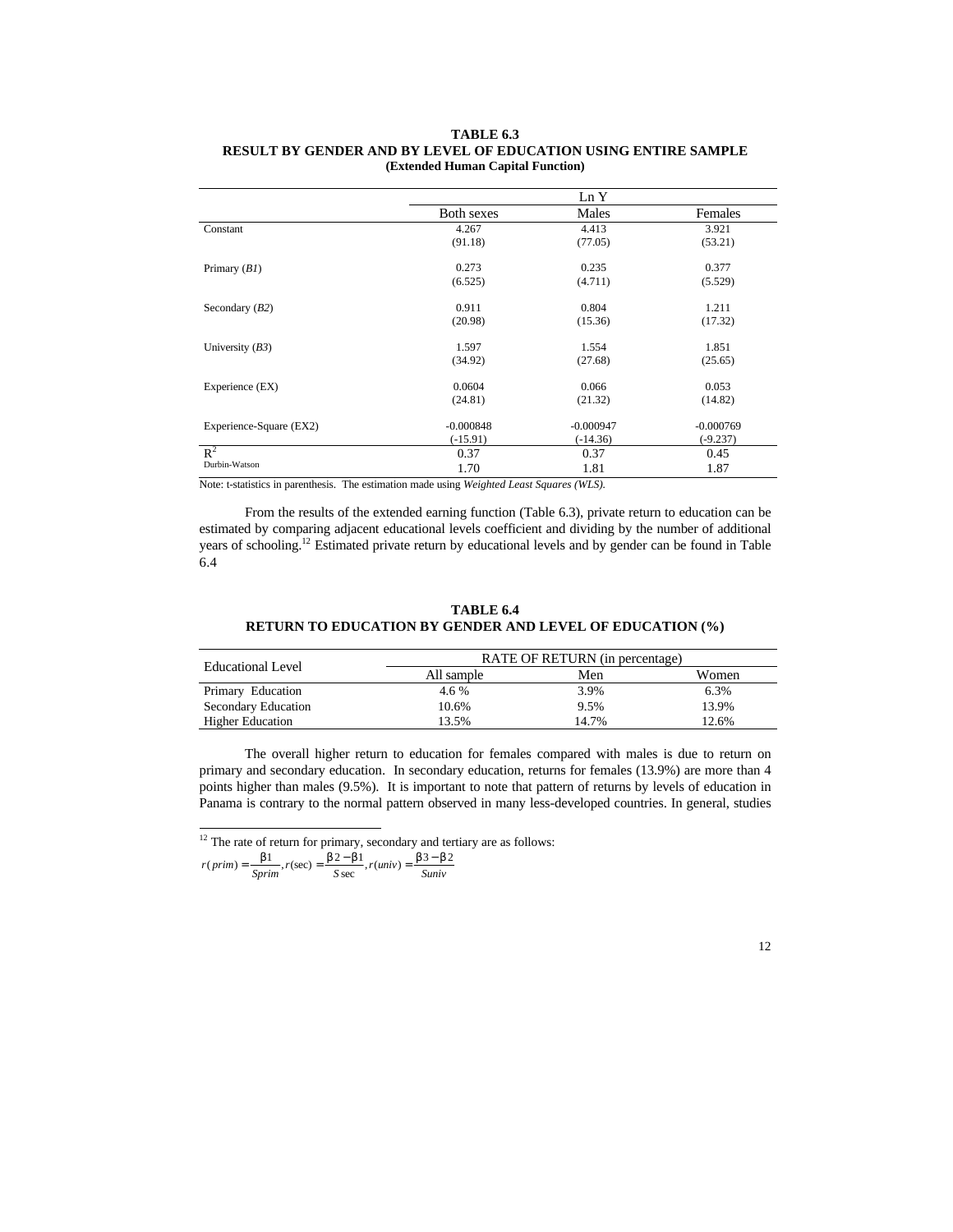**TABLE 6.3**
**RESULT BY GENDER AND BY LEVEL OF EDUCATION USING ENTIRE SAMPLE**
**(Extended Human Capital Function)**

| | Ln Y | | |
|---|---|---|---|
| | Both sexes | Males | Females |
| Constant | 4.267 (91.18) | 4.413 (77.05) | 3.921 (53.21) |
| Primary (*B1*) | 0.273 (6.525) | 0.235 (4.711) | 0.377 (5.529) |
| Secondary (*B2*) | 0.911 (20.98) | 0.804 (15.36) | 1.211 (17.32) |
| University (*B3*) | 1.597 (34.92) | 1.554 (27.68) | 1.851 (25.65) |
| Experience (EX) | 0.0604 (24.81) | 0.066 (21.32) | 0.053 (14.82) |
| Experience-Square (EX2) | -0.000848 (-15.91) | -0.000947 (-14.36) | -0.000769 (-9.237) |
| $R^2$ | 0.37 | 0.37 | 0.45 |
| Durbin-Watson | 1.70 | 1.81 | 1.87 |

Note: t-statistics in parenthesis. The estimation made using *Weighted Least Squares (WLS).*

From the results of the extended earning function (Table 6.3), private return to education can be estimated by comparing adjacent educational levels coefficient and dividing by the number of additional years of schooling.[12] Estimated private return by educational levels and by gender can be found in Table 6.4

**TABLE 6.4**
**RETURN TO EDUCATION BY GENDER AND LEVEL OF EDUCATION (%)**

| Educational Level | RATE OF RETURN (in percentage) | | |
|---|---|---|---|
| | All sample | Men | Women |
| Primary Education | 4.6 % | 3.9% | 6.3% |
| Secondary Education | 10.6% | 9.5% | 13.9% |
| Higher Education | 13.5% | 14.7% | 12.6% |

The overall higher return to education for females compared with males is due to return on primary and secondary education. In secondary education, returns for females (13.9%) are more than 4 points higher than males (9.5%). It is important to note that pattern of returns by levels of education in Panama is contrary to the normal pattern observed in many less-developed countries. In general, studies

[12] The rate of return for primary, secondary and tertiary are as follows:

$$r(prim) = \frac{\beta 1}{Sprim}, r(\sec) = \frac{\beta 2 - \beta 1}{S\sec}, r(univ) = \frac{\beta 3 - \beta 2}{Suniv}$$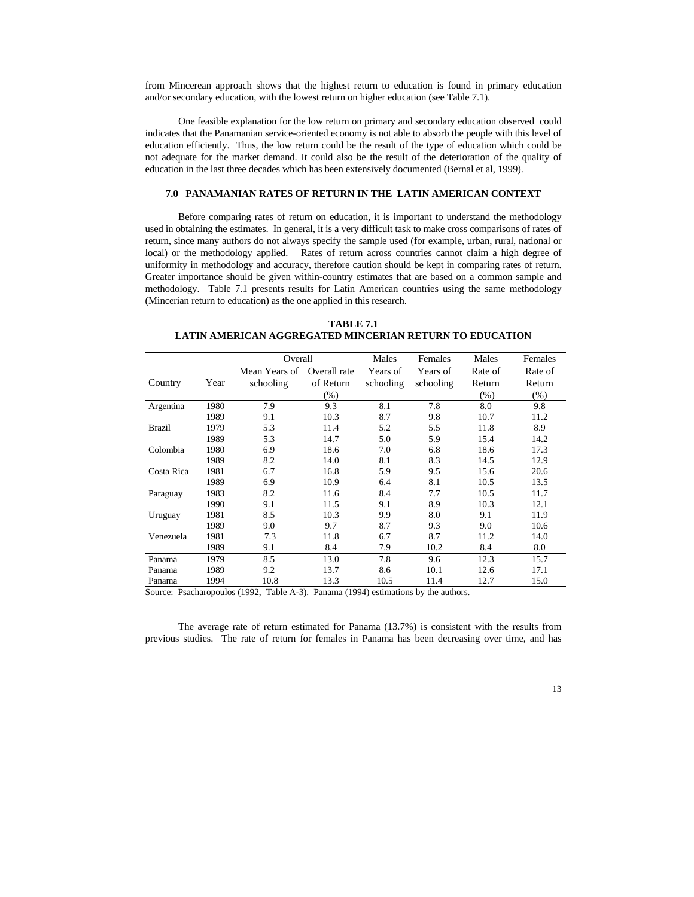from Mincerean approach shows that the highest return to education is found in primary education and/or secondary education, with the lowest return on higher education (see Table 7.1).

One feasible explanation for the low return on primary and secondary education observed could indicates that the Panamanian service-oriented economy is not able to absorb the people with this level of education efficiently. Thus, the low return could be the result of the type of education which could be not adequate for the market demand. It could also be the result of the deterioration of the quality of education in the last three decades which has been extensively documented (Bernal et al, 1999).

## 7.0 PANAMANIAN RATES OF RETURN IN THE LATIN AMERICAN CONTEXT

Before comparing rates of return on education, it is important to understand the methodology used in obtaining the estimates. In general, it is a very difficult task to make cross comparisons of rates of return, since many authors do not always specify the sample used (for example, urban, rural, national or local) or the methodology applied. Rates of return across countries cannot claim a high degree of uniformity in methodology and accuracy, therefore caution should be kept in comparing rates of return. Greater importance should be given within-country estimates that are based on a common sample and methodology. Table 7.1 presents results for Latin American countries using the same methodology (Mincerian return to education) as the one applied in this research.

**TABLE 7.1**
**LATIN AMERICAN AGGREGATED MINCERIAN RETURN TO EDUCATION**

| | | Overall | | Males | Females | Males | Females |
|---|---|---|---|---|---|---|---|
| Country | Year | Mean Years of schooling | Overall rate of Return (%) | Years of schooling | Years of schooling | Rate of Return (%) | Rate of Return (%) |
| Argentina | 1980 | 7.9 | 9.3 | 8.1 | 7.8 | 8.0 | 9.8 |
| | 1989 | 9.1 | 10.3 | 8.7 | 9.8 | 10.7 | 11.2 |
| Brazil | 1979 | 5.3 | 11.4 | 5.2 | 5.5 | 11.8 | 8.9 |
| | 1989 | 5.3 | 14.7 | 5.0 | 5.9 | 15.4 | 14.2 |
| Colombia | 1980 | 6.9 | 18.6 | 7.0 | 6.8 | 18.6 | 17.3 |
| | 1989 | 8.2 | 14.0 | 8.1 | 8.3 | 14.5 | 12.9 |
| Costa Rica | 1981 | 6.7 | 16.8 | 5.9 | 9.5 | 15.6 | 20.6 |
| | 1989 | 6.9 | 10.9 | 6.4 | 8.1 | 10.5 | 13.5 |
| Paraguay | 1983 | 8.2 | 11.6 | 8.4 | 7.7 | 10.5 | 11.7 |
| | 1990 | 9.1 | 11.5 | 9.1 | 8.9 | 10.3 | 12.1 |
| Uruguay | 1981 | 8.5 | 10.3 | 9.9 | 8.0 | 9.1 | 11.9 |
| | 1989 | 9.0 | 9.7 | 8.7 | 9.3 | 9.0 | 10.6 |
| Venezuela | 1981 | 7.3 | 11.8 | 6.7 | 8.7 | 11.2 | 14.0 |
| | 1989 | 9.1 | 8.4 | 7.9 | 10.2 | 8.4 | 8.0 |
| Panama | 1979 | 8.5 | 13.0 | 7.8 | 9.6 | 12.3 | 15.7 |
| Panama | 1989 | 9.2 | 13.7 | 8.6 | 10.1 | 12.6 | 17.1 |
| Panama | 1994 | 10.8 | 13.3 | 10.5 | 11.4 | 12.7 | 15.0 |

Source: Psacharopoulos (1992, Table A-3). Panama (1994) estimations by the authors.

The average rate of return estimated for Panama (13.7%) is consistent with the results from previous studies. The rate of return for females in Panama has been decreasing over time, and has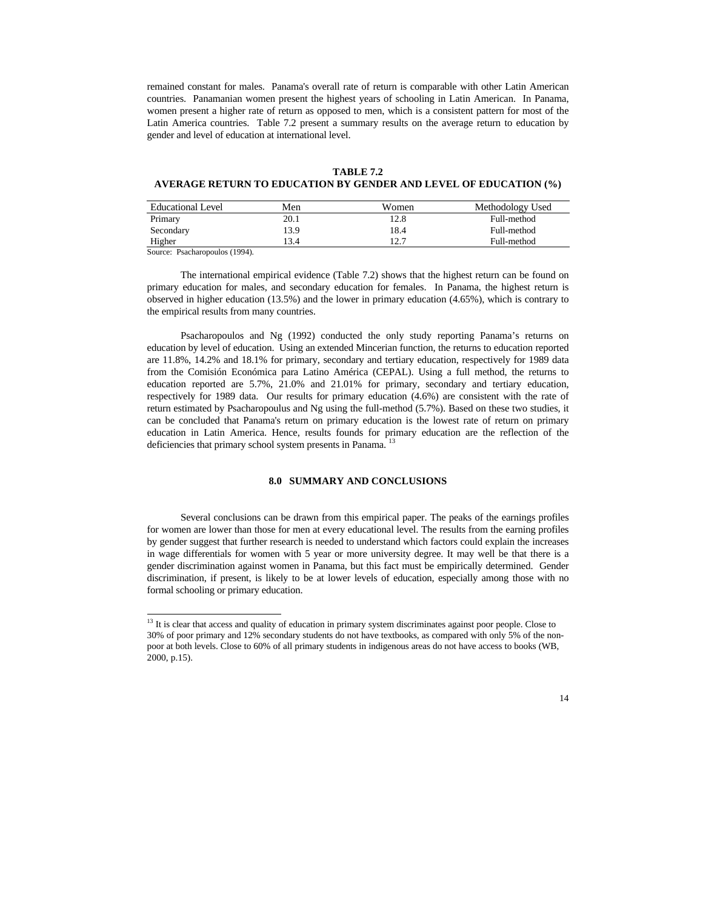remained constant for males. Panama's overall rate of return is comparable with other Latin American countries. Panamanian women present the highest years of schooling in Latin American. In Panama, women present a higher rate of return as opposed to men, which is a consistent pattern for most of the Latin America countries. Table 7.2 present a summary results on the average return to education by gender and level of education at international level.

**TABLE 7.2**
**AVERAGE RETURN TO EDUCATION BY GENDER AND LEVEL OF EDUCATION (%)**

| Educational Level | Men | Women | Methodology Used |
|---|---|---|---|
| Primary | 20.1 | 12.8 | Full-method |
| Secondary | 13.9 | 18.4 | Full-method |
| Higher | 13.4 | 12.7 | Full-method |

Source: Psacharopoulos (1994).

The international empirical evidence (Table 7.2) shows that the highest return can be found on primary education for males, and secondary education for females. In Panama, the highest return is observed in higher education (13.5%) and the lower in primary education (4.65%), which is contrary to the empirical results from many countries.

Psacharopoulos and Ng (1992) conducted the only study reporting Panama's returns on education by level of education. Using an extended Mincerian function, the returns to education reported are 11.8%, 14.2% and 18.1% for primary, secondary and tertiary education, respectively for 1989 data from the Comisión Económica para Latino América (CEPAL). Using a full method, the returns to education reported are 5.7%, 21.0% and 21.01% for primary, secondary and tertiary education, respectively for 1989 data. Our results for primary education (4.6%) are consistent with the rate of return estimated by Psacharopoulus and Ng using the full-method (5.7%). Based on these two studies, it can be concluded that Panama's return on primary education is the lowest rate of return on primary education in Latin America. Hence, results founds for primary education are the reflection of the deficiencies that primary school system presents in Panama. [13]

## 8.0 SUMMARY AND CONCLUSIONS

Several conclusions can be drawn from this empirical paper. The peaks of the earnings profiles for women are lower than those for men at every educational level. The results from the earning profiles by gender suggest that further research is needed to understand which factors could explain the increases in wage differentials for women with 5 year or more university degree. It may well be that there is a gender discrimination against women in Panama, but this fact must be empirically determined. Gender discrimination, if present, is likely to be at lower levels of education, especially among those with no formal schooling or primary education.

---

[13] It is clear that access and quality of education in primary system discriminates against poor people. Close to 30% of poor primary and 12% secondary students do not have textbooks, as compared with only 5% of the non-poor at both levels. Close to 60% of all primary students in indigenous areas do not have access to books (WB, 2000, p.15).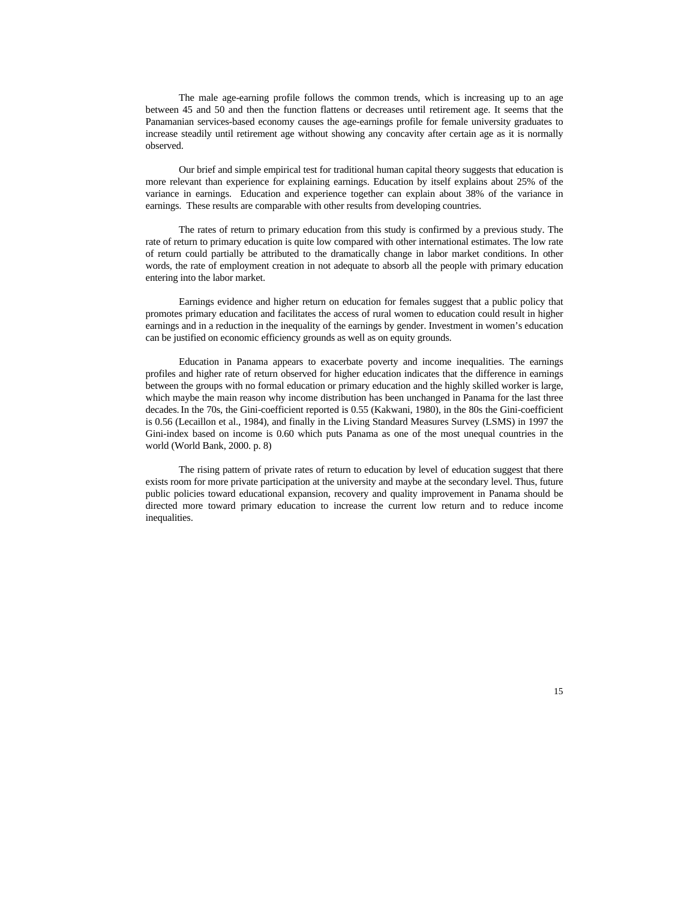The male age-earning profile follows the common trends, which is increasing up to an age between 45 and 50 and then the function flattens or decreases until retirement age. It seems that the Panamanian services-based economy causes the age-earnings profile for female university graduates to increase steadily until retirement age without showing any concavity after certain age as it is normally observed.

Our brief and simple empirical test for traditional human capital theory suggests that education is more relevant than experience for explaining earnings. Education by itself explains about 25% of the variance in earnings. Education and experience together can explain about 38% of the variance in earnings. These results are comparable with other results from developing countries.

The rates of return to primary education from this study is confirmed by a previous study. The rate of return to primary education is quite low compared with other international estimates. The low rate of return could partially be attributed to the dramatically change in labor market conditions. In other words, the rate of employment creation in not adequate to absorb all the people with primary education entering into the labor market.

Earnings evidence and higher return on education for females suggest that a public policy that promotes primary education and facilitates the access of rural women to education could result in higher earnings and in a reduction in the inequality of the earnings by gender. Investment in women's education can be justified on economic efficiency grounds as well as on equity grounds.

Education in Panama appears to exacerbate poverty and income inequalities. The earnings profiles and higher rate of return observed for higher education indicates that the difference in earnings between the groups with no formal education or primary education and the highly skilled worker is large, which maybe the main reason why income distribution has been unchanged in Panama for the last three decades. In the 70s, the Gini-coefficient reported is 0.55 (Kakwani, 1980), in the 80s the Gini-coefficient is 0.56 (Lecaillon et al., 1984), and finally in the Living Standard Measures Survey (LSMS) in 1997 the Gini-index based on income is 0.60 which puts Panama as one of the most unequal countries in the world (World Bank, 2000. p. 8)

The rising pattern of private rates of return to education by level of education suggest that there exists room for more private participation at the university and maybe at the secondary level. Thus, future public policies toward educational expansion, recovery and quality improvement in Panama should be directed more toward primary education to increase the current low return and to reduce income inequalities.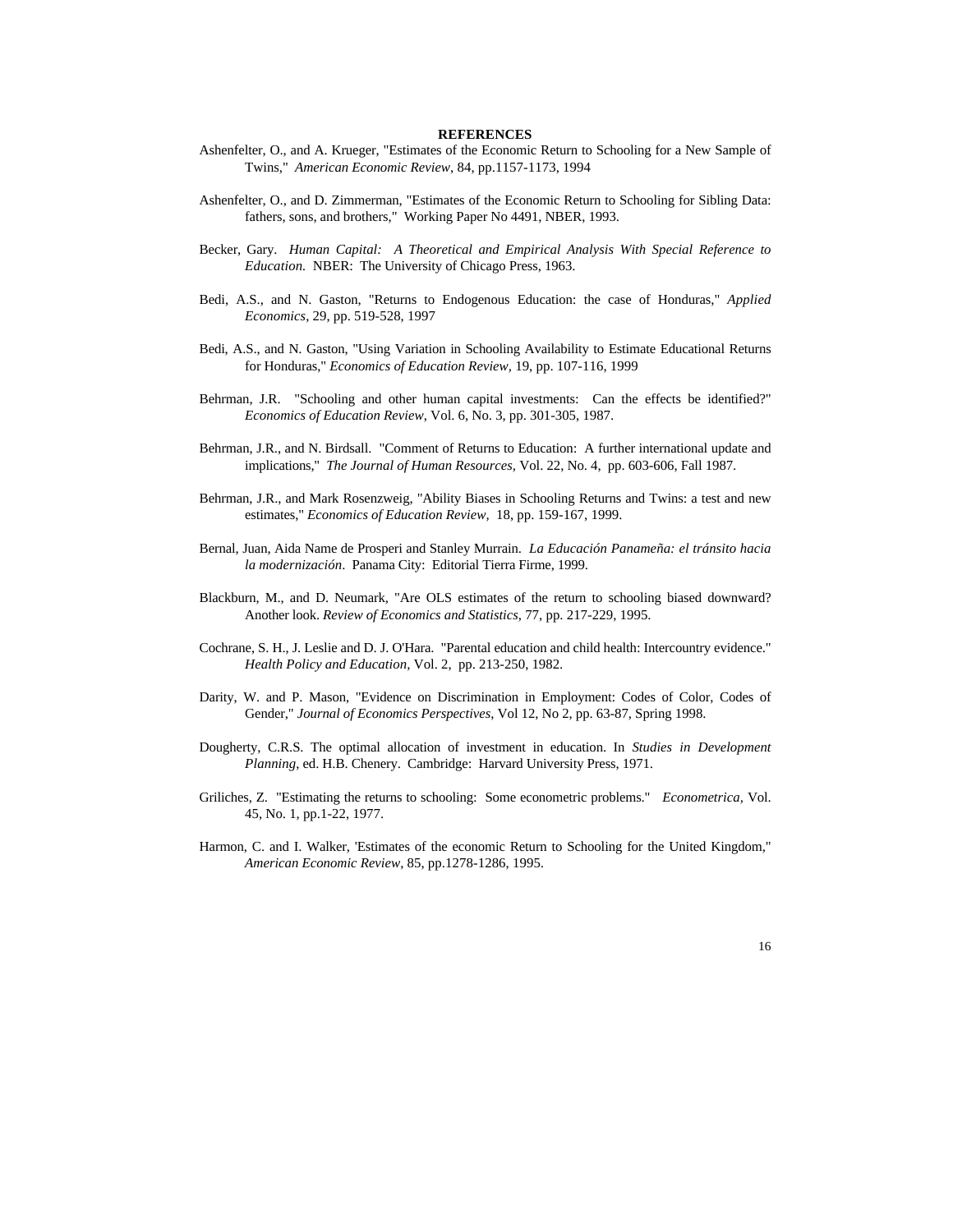**REFERENCES**

Ashenfelter, O., and A. Krueger, "Estimates of the Economic Return to Schooling for a New Sample of Twins," *American Economic Review*, 84, pp.1157-1173, 1994

Ashenfelter, O., and D. Zimmerman, "Estimates of the Economic Return to Schooling for Sibling Data: fathers, sons, and brothers," Working Paper No 4491, NBER, 1993.

Becker, Gary. *Human Capital: A Theoretical and Empirical Analysis With Special Reference to Education.* NBER: The University of Chicago Press, 1963.

Bedi, A.S., and N. Gaston, "Returns to Endogenous Education: the case of Honduras," *Applied Economics*, 29, pp. 519-528, 1997

Bedi, A.S., and N. Gaston, "Using Variation in Schooling Availability to Estimate Educational Returns for Honduras," *Economics of Education Review*, 19, pp. 107-116, 1999

Behrman, J.R. "Schooling and other human capital investments: Can the effects be identified?" *Economics of Education Review*, Vol. 6, No. 3, pp. 301-305, 1987.

Behrman, J.R., and N. Birdsall. "Comment of Returns to Education: A further international update and implications," *The Journal of Human Resources*, Vol. 22, No. 4, pp. 603-606, Fall 1987.

Behrman, J.R., and Mark Rosenzweig, "Ability Biases in Schooling Returns and Twins: a test and new estimates," *Economics of Education Review*, 18, pp. 159-167, 1999.

Bernal, Juan, Aida Name de Prosperi and Stanley Murrain. *La Educación Panameña: el tránsito hacia la modernización*. Panama City: Editorial Tierra Firme, 1999.

Blackburn, M., and D. Neumark, "Are OLS estimates of the return to schooling biased downward? Another look. *Review of Economics and Statistics*, 77, pp. 217-229, 1995.

Cochrane, S. H., J. Leslie and D. J. O'Hara. "Parental education and child health: Intercountry evidence." *Health Policy and Education*, Vol. 2, pp. 213-250, 1982.

Darity, W. and P. Mason, "Evidence on Discrimination in Employment: Codes of Color, Codes of Gender," *Journal of Economics Perspectives*, Vol 12, No 2, pp. 63-87, Spring 1998.

Dougherty, C.R.S. The optimal allocation of investment in education. In *Studies in Development Planning*, ed. H.B. Chenery. Cambridge: Harvard University Press, 1971.

Griliches, Z. "Estimating the returns to schooling: Some econometric problems." *Econometrica*, Vol. 45, No. 1, pp.1-22, 1977.

Harmon, C. and I. Walker, 'Estimates of the economic Return to Schooling for the United Kingdom," *American Economic Review*, 85, pp.1278-1286, 1995.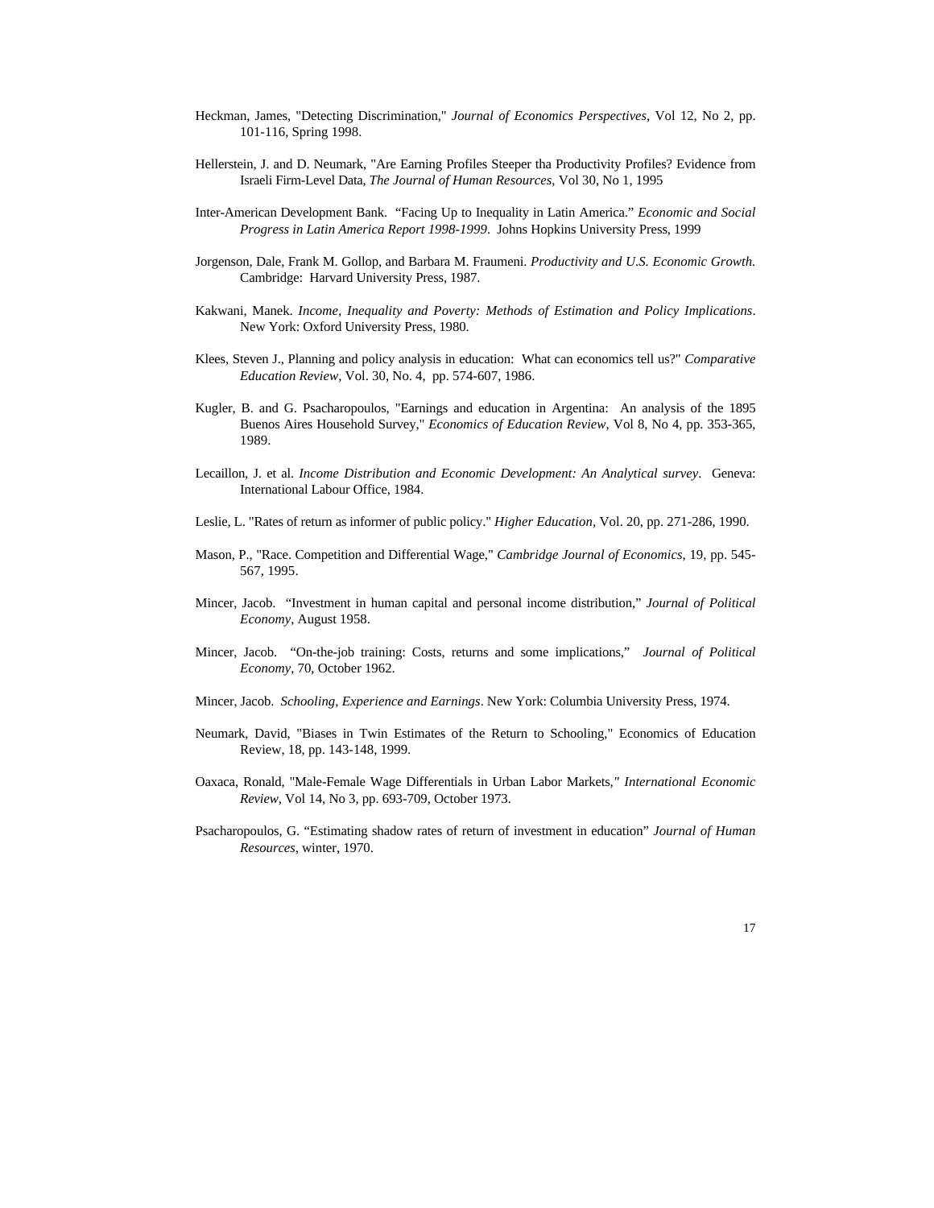Heckman, James, "Detecting Discrimination," *Journal of Economics Perspectives*, Vol 12, No 2, pp. 101-116, Spring 1998.

Hellerstein, J. and D. Neumark, "Are Earning Profiles Steeper tha Productivity Profiles? Evidence from Israeli Firm-Level Data, *The Journal of Human Resources*, Vol 30, No 1, 1995

Inter-American Development Bank. "Facing Up to Inequality in Latin America." *Economic and Social Progress in Latin America Report 1998-1999*. Johns Hopkins University Press, 1999

Jorgenson, Dale, Frank M. Gollop, and Barbara M. Fraumeni. *Productivity and U.S. Economic Growth.* Cambridge: Harvard University Press, 1987.

Kakwani, Manek. *Income, Inequality and Poverty: Methods of Estimation and Policy Implications*. New York: Oxford University Press, 1980.

Klees, Steven J., Planning and policy analysis in education: What can economics tell us?" *Comparative Education Review*, Vol. 30, No. 4, pp. 574-607, 1986.

Kugler, B. and G. Psacharopoulos, "Earnings and education in Argentina: An analysis of the 1895 Buenos Aires Household Survey," *Economics of Education Review*, Vol 8, No 4, pp. 353-365, 1989.

Lecaillon, J. et al. *Income Distribution and Economic Development: An Analytical survey*. Geneva: International Labour Office, 1984.

Leslie, L. "Rates of return as informer of public policy." *Higher Education*, Vol. 20, pp. 271-286, 1990.

Mason, P., "Race. Competition and Differential Wage," *Cambridge Journal of Economics*, 19, pp. 545-567, 1995.

Mincer, Jacob. "Investment in human capital and personal income distribution," *Journal of Political Economy*, August 1958.

Mincer, Jacob. "On-the-job training: Costs, returns and some implications," *Journal of Political Economy*, 70, October 1962.

Mincer, Jacob. *Schooling, Experience and Earnings*. New York: Columbia University Press, 1974.

Neumark, David, "Biases in Twin Estimates of the Return to Schooling," Economics of Education Review, 18, pp. 143-148, 1999.

Oaxaca, Ronald, "Male-Female Wage Differentials in Urban Labor Markets," *International Economic Review*, Vol 14, No 3, pp. 693-709, October 1973.

Psacharopoulos, G. "Estimating shadow rates of return of investment in education" *Journal of Human Resources*, winter, 1970.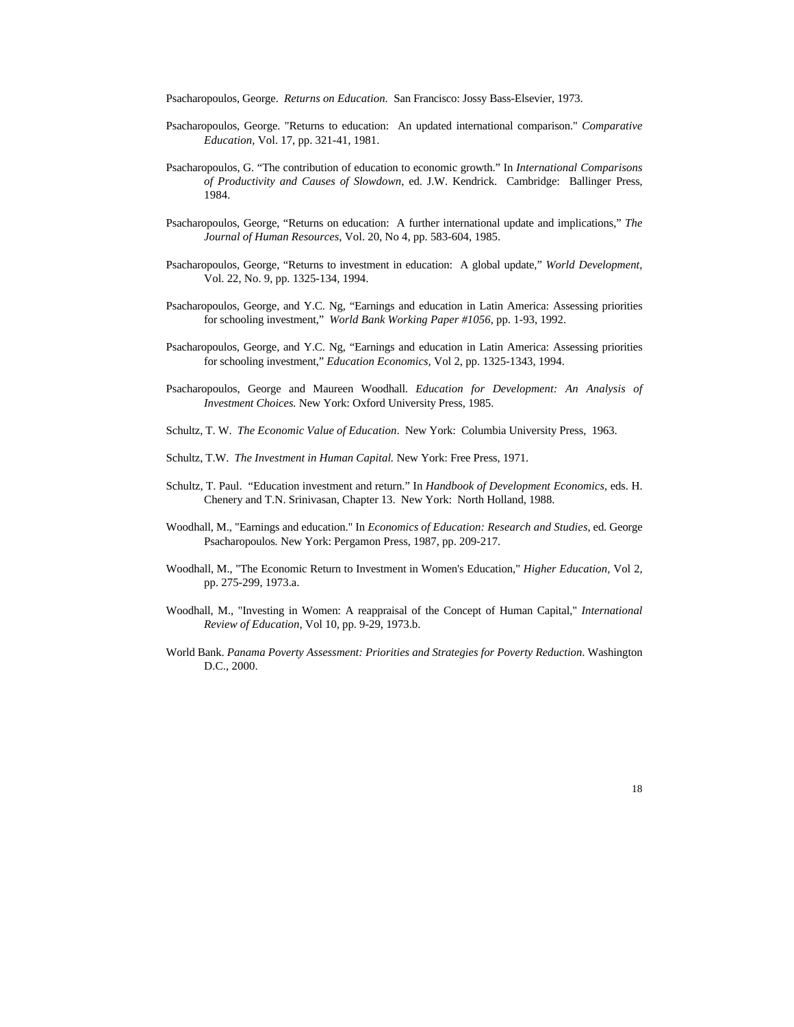Psacharopoulos, George. *Returns on Education.* San Francisco: Jossy Bass-Elsevier, 1973.

Psacharopoulos, George. "Returns to education: An updated international comparison." *Comparative Education*, Vol. 17, pp. 321-41, 1981.

Psacharopoulos, G. "The contribution of education to economic growth." In *International Comparisons of Productivity and Causes of Slowdown*, ed. J.W. Kendrick. Cambridge: Ballinger Press, 1984.

Psacharopoulos, George, "Returns on education: A further international update and implications," *The Journal of Human Resources*, Vol. 20, No 4, pp. 583-604, 1985.

Psacharopoulos, George, "Returns to investment in education: A global update," *World Development*, Vol. 22, No. 9, pp. 1325-134, 1994.

Psacharopoulos, George, and Y.C. Ng, "Earnings and education in Latin America: Assessing priorities for schooling investment," *World Bank Working Paper #1056*, pp. 1-93, 1992.

Psacharopoulos, George, and Y.C. Ng, "Earnings and education in Latin America: Assessing priorities for schooling investment," *Education Economics*, Vol 2, pp. 1325-1343, 1994.

Psacharopoulos, George and Maureen Woodhall. *Education for Development: An Analysis of Investment Choices.* New York: Oxford University Press, 1985.

Schultz, T. W. *The Economic Value of Education*. New York: Columbia University Press, 1963.

Schultz, T.W. *The Investment in Human Capital.* New York: Free Press, 1971.

Schultz, T. Paul. "Education investment and return." In *Handbook of Development Economics*, eds. H. Chenery and T.N. Srinivasan, Chapter 13. New York: North Holland, 1988.

Woodhall, M., "Earnings and education." In *Economics of Education: Research and Studies*, ed. George Psacharopoulos. New York: Pergamon Press, 1987, pp. 209-217.

Woodhall, M., "The Economic Return to Investment in Women's Education," *Higher Education,* Vol 2, pp. 275-299, 1973.a.

Woodhall, M., "Investing in Women: A reappraisal of the Concept of Human Capital," *International Review of Education,* Vol 10, pp. 9-29, 1973.b.

World Bank. *Panama Poverty Assessment: Priorities and Strategies for Poverty Reduction*. Washington D.C., 2000.